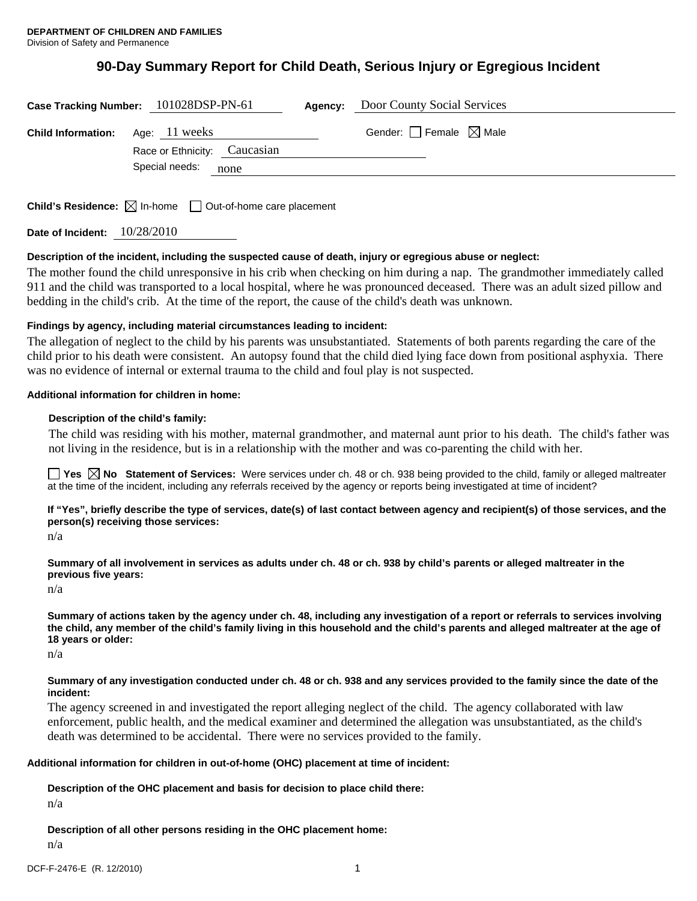**DEPARTMENT OF CHILDREN AND FAMILIES**
Division of Safety and Permanence

# 90-Day Summary Report for Child Death, Serious Injury or Egregious Incident

**Case Tracking Number:** 101028DSP-PN-61 **Agency:** Door County Social Services

**Child Information:** Age: 11 weeks Gender: ☐ Female ☒ Male

Race or Ethnicity: Caucasian

Special needs: none

**Child's Residence:** ☒ In-home ☐ Out-of-home care placement

**Date of Incident:** 10/28/2010

**Description of the incident, including the suspected cause of death, injury or egregious abuse or neglect:**

The mother found the child unresponsive in his crib when checking on him during a nap. The grandmother immediately called 911 and the child was transported to a local hospital, where he was pronounced deceased. There was an adult sized pillow and bedding in the child's crib. At the time of the report, the cause of the child's death was unknown.

**Findings by agency, including material circumstances leading to incident:**

The allegation of neglect to the child by his parents was unsubstantiated. Statements of both parents regarding the care of the child prior to his death were consistent. An autopsy found that the child died lying face down from positional asphyxia. There was no evidence of internal or external trauma to the child and foul play is not suspected.

**Additional information for children in home:**

**Description of the child's family:**

The child was residing with his mother, maternal grandmother, and maternal aunt prior to his death. The child's father was not living in the residence, but is in a relationship with the mother and was co-parenting the child with her.

☐ **Yes** ☒ **No Statement of Services:** Were services under ch. 48 or ch. 938 being provided to the child, family or alleged maltreater at the time of the incident, including any referrals received by the agency or reports being investigated at time of incident?

**If "Yes", briefly describe the type of services, date(s) of last contact between agency and recipient(s) of those services, and the person(s) receiving those services:**

n/a

**Summary of all involvement in services as adults under ch. 48 or ch. 938 by child's parents or alleged maltreater in the previous five years:**

n/a

**Summary of actions taken by the agency under ch. 48, including any investigation of a report or referrals to services involving the child, any member of the child's family living in this household and the child's parents and alleged maltreater at the age of 18 years or older:**

n/a

**Summary of any investigation conducted under ch. 48 or ch. 938 and any services provided to the family since the date of the incident:**

The agency screened in and investigated the report alleging neglect of the child. The agency collaborated with law enforcement, public health, and the medical examiner and determined the allegation was unsubstantiated, as the child's death was determined to be accidental. There were no services provided to the family.

**Additional information for children in out-of-home (OHC) placement at time of incident:**

**Description of the OHC placement and basis for decision to place child there:**

n/a

**Description of all other persons residing in the OHC placement home:**

n/a

DCF-F-2476-E (R. 12/2010)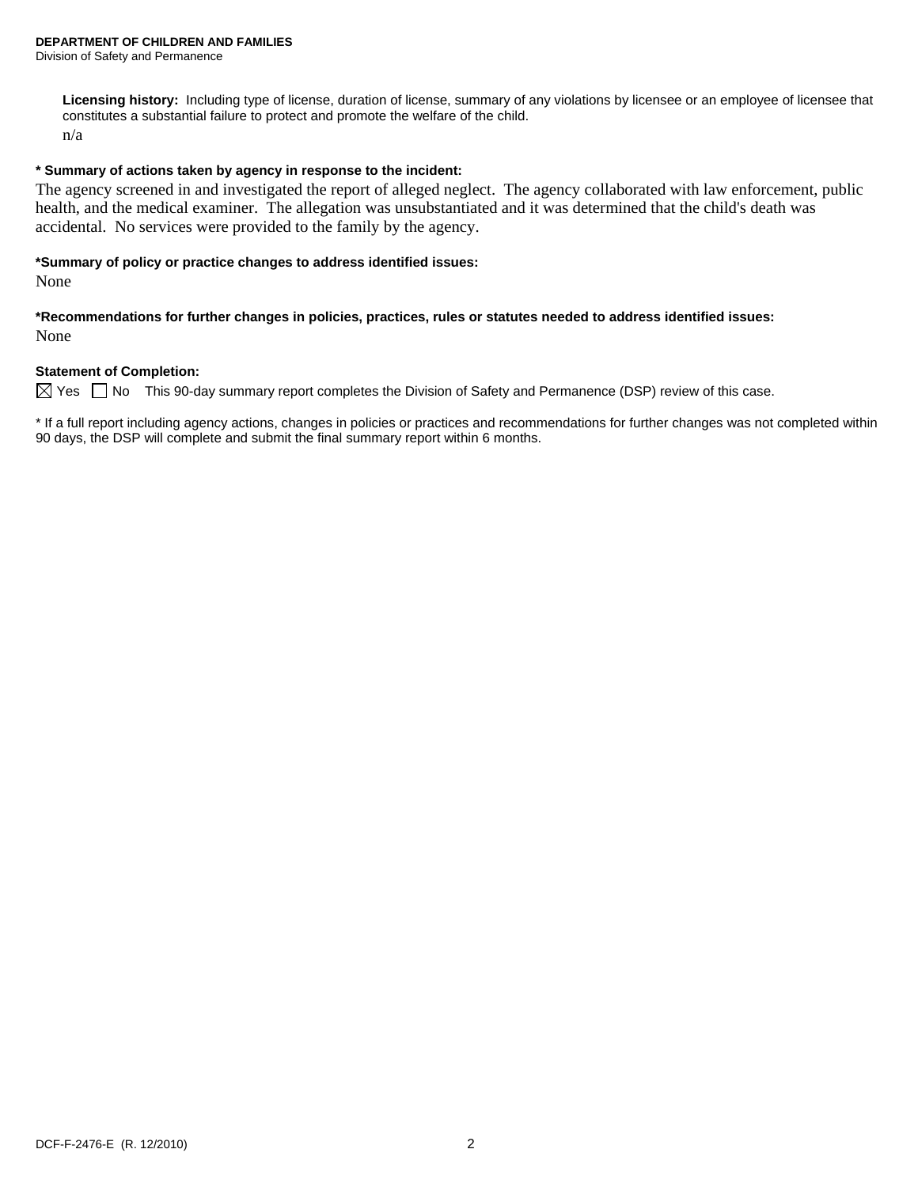**Licensing history:** Including type of license, duration of license, summary of any violations by licensee or an employee of licensee that constitutes a substantial failure to protect and promote the welfare of the child.

n/a

**\* Summary of actions taken by agency in response to the incident:**

The agency screened in and investigated the report of alleged neglect. The agency collaborated with law enforcement, public health, and the medical examiner. The allegation was unsubstantiated and it was determined that the child's death was accidental. No services were provided to the family by the agency.

**\*Summary of policy or practice changes to address identified issues:**

None

**\*Recommendations for further changes in policies, practices, rules or statutes needed to address identified issues:**

None

**Statement of Completion:**

☒ Yes ☐ No This 90-day summary report completes the Division of Safety and Permanence (DSP) review of this case.

\* If a full report including agency actions, changes in policies or practices and recommendations for further changes was not completed within 90 days, the DSP will complete and submit the final summary report within 6 months.